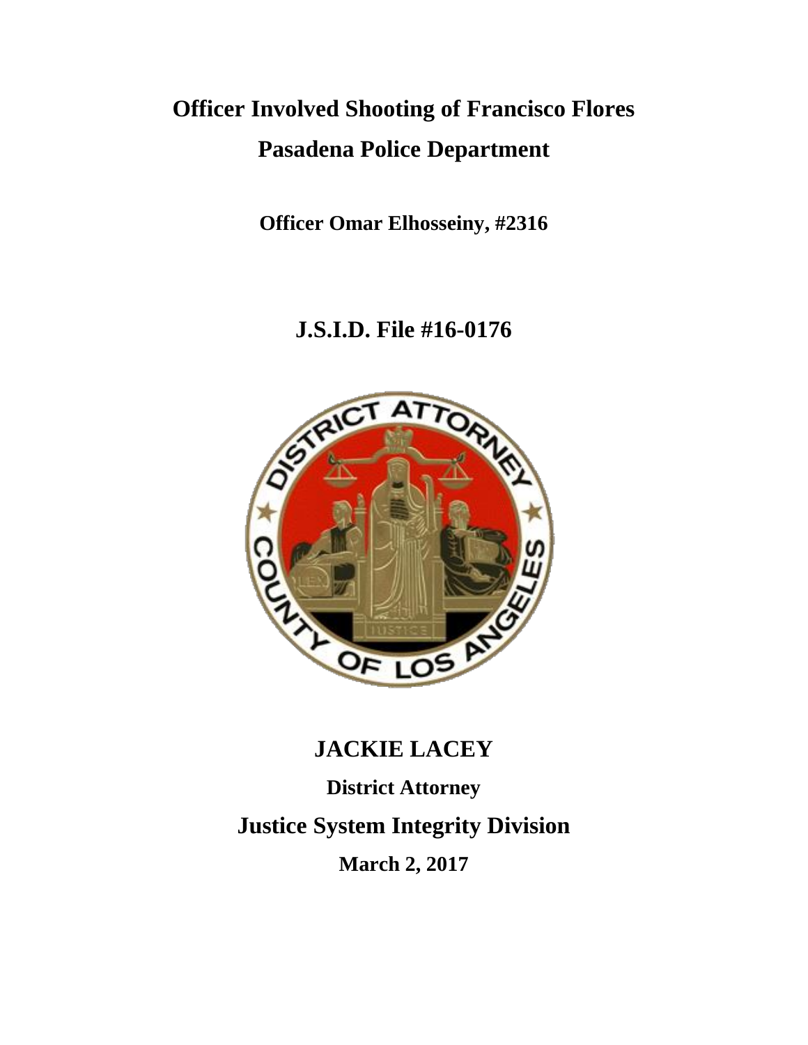# Officer Involved Shooting of Francisco Flores

# Pasadena Police Department

**Officer Omar Elhosseiny, #2316**

## J.S.I.D. File #16-0176

## JACKIE LACEY

**District Attorney**

## Justice System Integrity Division

**March 2, 2017**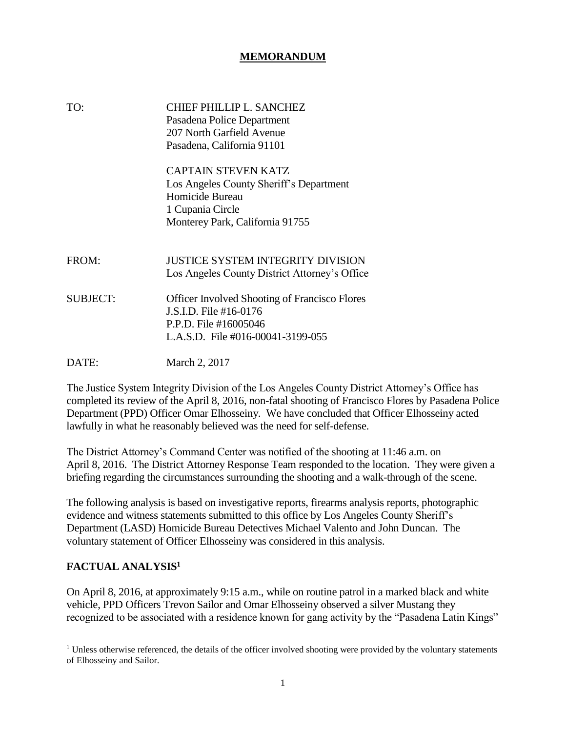**MEMORANDUM**

TO: CHIEF PHILLIP L. SANCHEZ
Pasadena Police Department
207 North Garfield Avenue
Pasadena, California 91101

CAPTAIN STEVEN KATZ
Los Angeles County Sheriff's Department
Homicide Bureau
1 Cupania Circle
Monterey Park, California 91755

FROM: JUSTICE SYSTEM INTEGRITY DIVISION
Los Angeles County District Attorney's Office

SUBJECT: Officer Involved Shooting of Francisco Flores
J.S.I.D. File #16-0176
P.P.D. File #16005046
L.A.S.D. File #016-00041-3199-055

DATE: March 2, 2017

The Justice System Integrity Division of the Los Angeles County District Attorney's Office has completed its review of the April 8, 2016, non-fatal shooting of Francisco Flores by Pasadena Police Department (PPD) Officer Omar Elhosseiny. We have concluded that Officer Elhosseiny acted lawfully in what he reasonably believed was the need for self-defense.

The District Attorney's Command Center was notified of the shooting at 11:46 a.m. on April 8, 2016. The District Attorney Response Team responded to the location. They were given a briefing regarding the circumstances surrounding the shooting and a walk-through of the scene.

The following analysis is based on investigative reports, firearms analysis reports, photographic evidence and witness statements submitted to this office by Los Angeles County Sheriff's Department (LASD) Homicide Bureau Detectives Michael Valento and John Duncan. The voluntary statement of Officer Elhosseiny was considered in this analysis.

## FACTUAL ANALYSIS[1]

On April 8, 2016, at approximately 9:15 a.m., while on routine patrol in a marked black and white vehicle, PPD Officers Trevon Sailor and Omar Elhosseiny observed a silver Mustang they recognized to be associated with a residence known for gang activity by the "Pasadena Latin Kings"

[1] Unless otherwise referenced, the details of the officer involved shooting were provided by the voluntary statements of Elhosseiny and Sailor.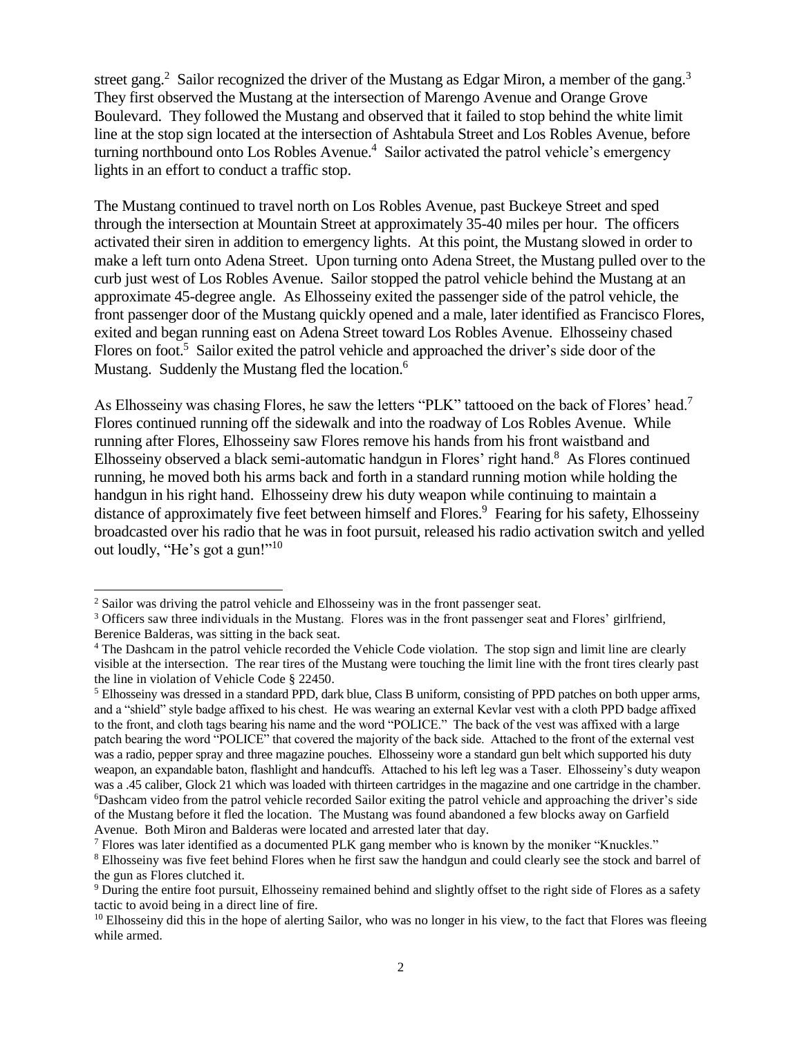street gang.[2] Sailor recognized the driver of the Mustang as Edgar Miron, a member of the gang.[3] They first observed the Mustang at the intersection of Marengo Avenue and Orange Grove Boulevard. They followed the Mustang and observed that it failed to stop behind the white limit line at the stop sign located at the intersection of Ashtabula Street and Los Robles Avenue, before turning northbound onto Los Robles Avenue.[4] Sailor activated the patrol vehicle's emergency lights in an effort to conduct a traffic stop.

The Mustang continued to travel north on Los Robles Avenue, past Buckeye Street and sped through the intersection at Mountain Street at approximately 35-40 miles per hour. The officers activated their siren in addition to emergency lights. At this point, the Mustang slowed in order to make a left turn onto Adena Street. Upon turning onto Adena Street, the Mustang pulled over to the curb just west of Los Robles Avenue. Sailor stopped the patrol vehicle behind the Mustang at an approximate 45-degree angle. As Elhosseiny exited the passenger side of the patrol vehicle, the front passenger door of the Mustang quickly opened and a male, later identified as Francisco Flores, exited and began running east on Adena Street toward Los Robles Avenue. Elhosseiny chased Flores on foot.[5] Sailor exited the patrol vehicle and approached the driver's side door of the Mustang. Suddenly the Mustang fled the location.[6]

As Elhosseiny was chasing Flores, he saw the letters "PLK" tattooed on the back of Flores' head.[7] Flores continued running off the sidewalk and into the roadway of Los Robles Avenue. While running after Flores, Elhosseiny saw Flores remove his hands from his front waistband and Elhosseiny observed a black semi-automatic handgun in Flores' right hand.[8] As Flores continued running, he moved both his arms back and forth in a standard running motion while holding the handgun in his right hand. Elhosseiny drew his duty weapon while continuing to maintain a distance of approximately five feet between himself and Flores.[9] Fearing for his safety, Elhosseiny broadcasted over his radio that he was in foot pursuit, released his radio activation switch and yelled out loudly, "He's got a gun!"[10]

---

[2] Sailor was driving the patrol vehicle and Elhosseiny was in the front passenger seat.

[3] Officers saw three individuals in the Mustang. Flores was in the front passenger seat and Flores' girlfriend, Berenice Balderas, was sitting in the back seat.

[4] The Dashcam in the patrol vehicle recorded the Vehicle Code violation. The stop sign and limit line are clearly visible at the intersection. The rear tires of the Mustang were touching the limit line with the front tires clearly past the line in violation of Vehicle Code § 22450.

[5] Elhosseiny was dressed in a standard PPD, dark blue, Class B uniform, consisting of PPD patches on both upper arms, and a "shield" style badge affixed to his chest. He was wearing an external Kevlar vest with a cloth PPD badge affixed to the front, and cloth tags bearing his name and the word "POLICE." The back of the vest was affixed with a large patch bearing the word "POLICE" that covered the majority of the back side. Attached to the front of the external vest was a radio, pepper spray and three magazine pouches. Elhosseiny wore a standard gun belt which supported his duty weapon, an expandable baton, flashlight and handcuffs. Attached to his left leg was a Taser. Elhosseiny's duty weapon was a .45 caliber, Glock 21 which was loaded with thirteen cartridges in the magazine and one cartridge in the chamber.

[6] Dashcam video from the patrol vehicle recorded Sailor exiting the patrol vehicle and approaching the driver's side of the Mustang before it fled the location. The Mustang was found abandoned a few blocks away on Garfield Avenue. Both Miron and Balderas were located and arrested later that day.

[7] Flores was later identified as a documented PLK gang member who is known by the moniker "Knuckles."

[8] Elhosseiny was five feet behind Flores when he first saw the handgun and could clearly see the stock and barrel of the gun as Flores clutched it.

[9] During the entire foot pursuit, Elhosseiny remained behind and slightly offset to the right side of Flores as a safety tactic to avoid being in a direct line of fire.

[10] Elhosseiny did this in the hope of alerting Sailor, who was no longer in his view, to the fact that Flores was fleeing while armed.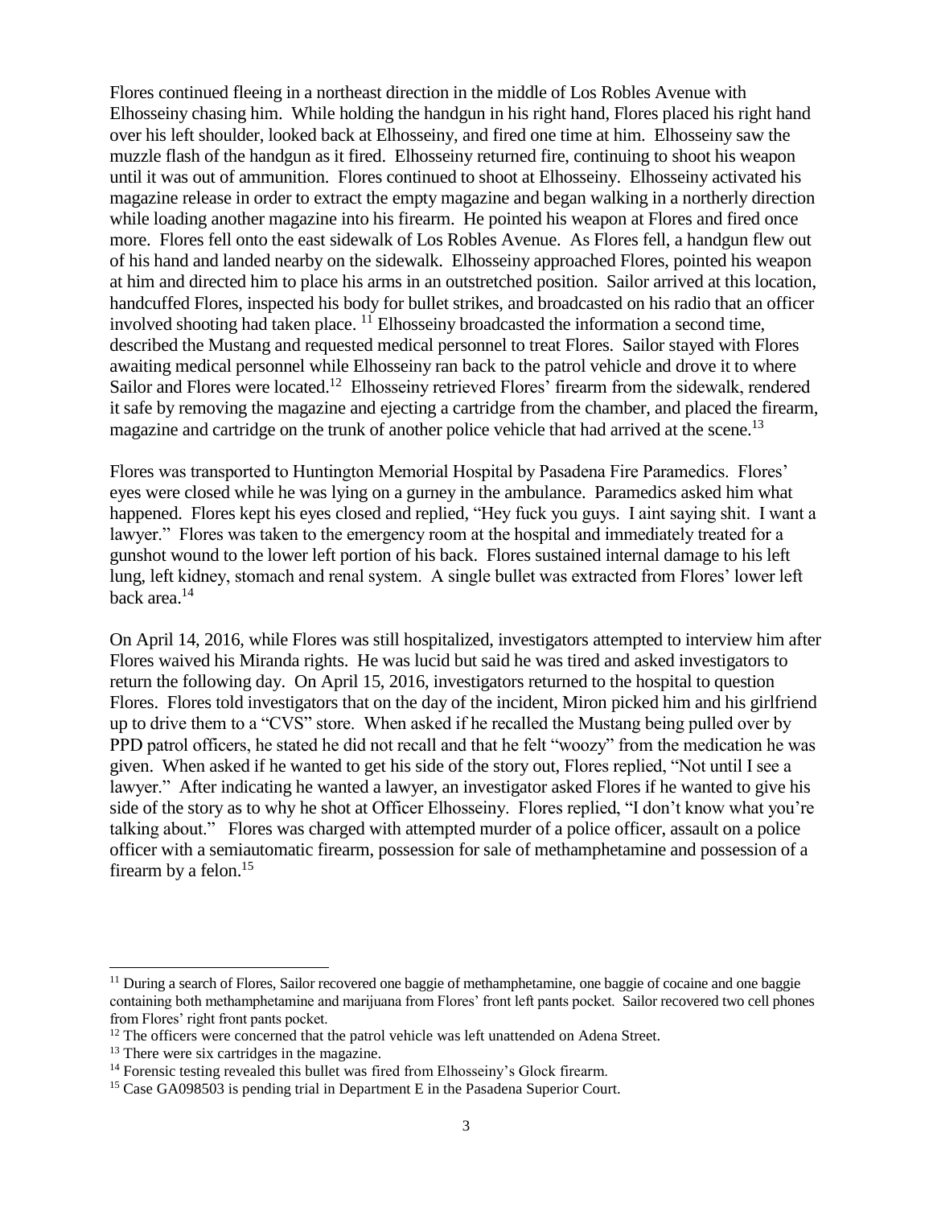Flores continued fleeing in a northeast direction in the middle of Los Robles Avenue with Elhosseiny chasing him. While holding the handgun in his right hand, Flores placed his right hand over his left shoulder, looked back at Elhosseiny, and fired one time at him. Elhosseiny saw the muzzle flash of the handgun as it fired. Elhosseiny returned fire, continuing to shoot his weapon until it was out of ammunition. Flores continued to shoot at Elhosseiny. Elhosseiny activated his magazine release in order to extract the empty magazine and began walking in a northerly direction while loading another magazine into his firearm. He pointed his weapon at Flores and fired once more. Flores fell onto the east sidewalk of Los Robles Avenue. As Flores fell, a handgun flew out of his hand and landed nearby on the sidewalk. Elhosseiny approached Flores, pointed his weapon at him and directed him to place his arms in an outstretched position. Sailor arrived at this location, handcuffed Flores, inspected his body for bullet strikes, and broadcasted on his radio that an officer involved shooting had taken place. [11] Elhosseiny broadcasted the information a second time, described the Mustang and requested medical personnel to treat Flores. Sailor stayed with Flores awaiting medical personnel while Elhosseiny ran back to the patrol vehicle and drove it to where Sailor and Flores were located.[12] Elhosseiny retrieved Flores' firearm from the sidewalk, rendered it safe by removing the magazine and ejecting a cartridge from the chamber, and placed the firearm, magazine and cartridge on the trunk of another police vehicle that had arrived at the scene.[13]

Flores was transported to Huntington Memorial Hospital by Pasadena Fire Paramedics. Flores' eyes were closed while he was lying on a gurney in the ambulance. Paramedics asked him what happened. Flores kept his eyes closed and replied, "Hey fuck you guys. I aint saying shit. I want a lawyer." Flores was taken to the emergency room at the hospital and immediately treated for a gunshot wound to the lower left portion of his back. Flores sustained internal damage to his left lung, left kidney, stomach and renal system. A single bullet was extracted from Flores' lower left back area.[14]

On April 14, 2016, while Flores was still hospitalized, investigators attempted to interview him after Flores waived his Miranda rights. He was lucid but said he was tired and asked investigators to return the following day. On April 15, 2016, investigators returned to the hospital to question Flores. Flores told investigators that on the day of the incident, Miron picked him and his girlfriend up to drive them to a "CVS" store. When asked if he recalled the Mustang being pulled over by PPD patrol officers, he stated he did not recall and that he felt "woozy" from the medication he was given. When asked if he wanted to get his side of the story out, Flores replied, "Not until I see a lawyer." After indicating he wanted a lawyer, an investigator asked Flores if he wanted to give his side of the story as to why he shot at Officer Elhosseiny. Flores replied, "I don't know what you're talking about." Flores was charged with attempted murder of a police officer, assault on a police officer with a semiautomatic firearm, possession for sale of methamphetamine and possession of a firearm by a felon.[15]

---

[11] During a search of Flores, Sailor recovered one baggie of methamphetamine, one baggie of cocaine and one baggie containing both methamphetamine and marijuana from Flores' front left pants pocket. Sailor recovered two cell phones from Flores' right front pants pocket.

[12] The officers were concerned that the patrol vehicle was left unattended on Adena Street.

[13] There were six cartridges in the magazine.

[14] Forensic testing revealed this bullet was fired from Elhosseiny's Glock firearm.

[15] Case GA098503 is pending trial in Department E in the Pasadena Superior Court.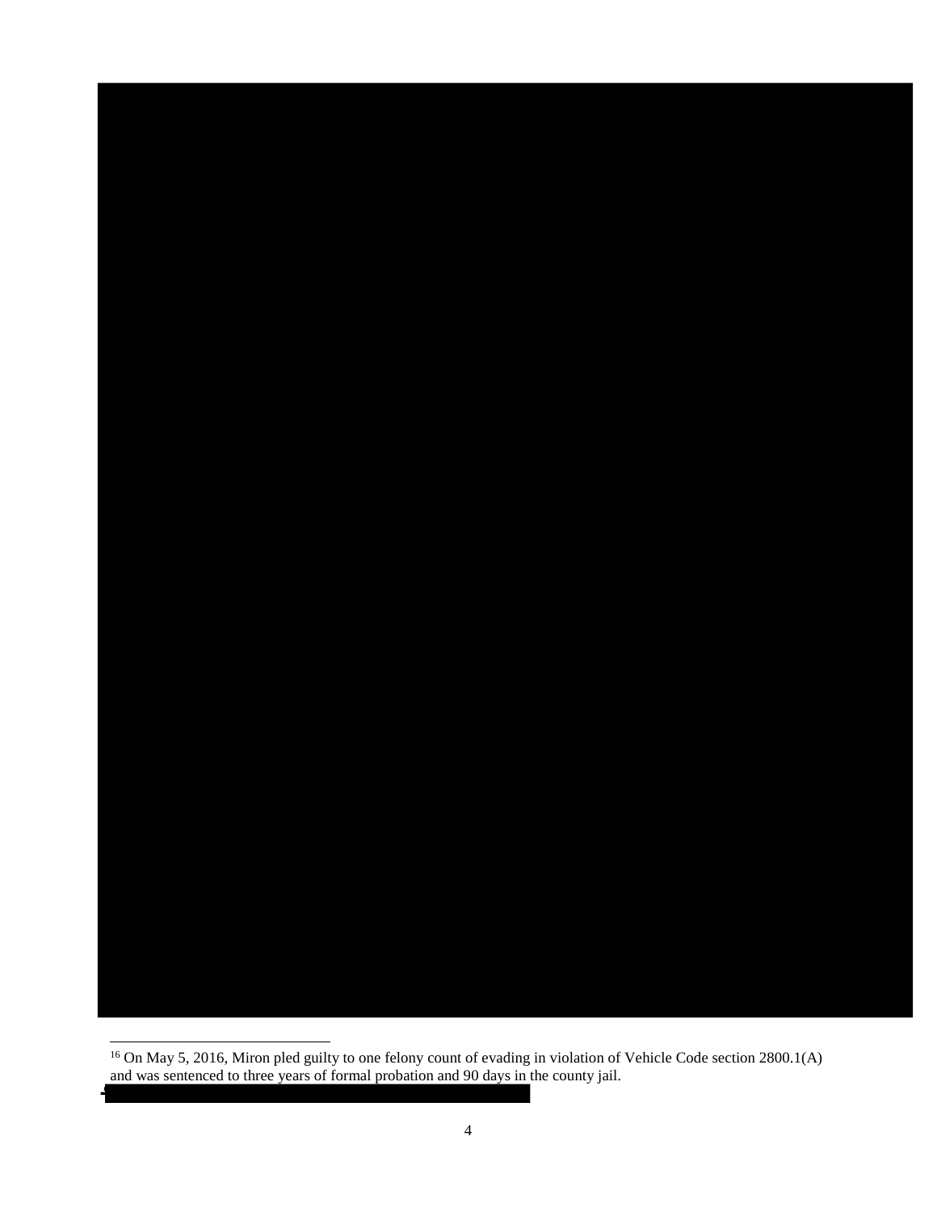[16] On May 5, 2016, Miron pled guilty to one felony count of evading in violation of Vehicle Code section 2800.1(A) and was sentenced to three years of formal probation and 90 days in the county jail.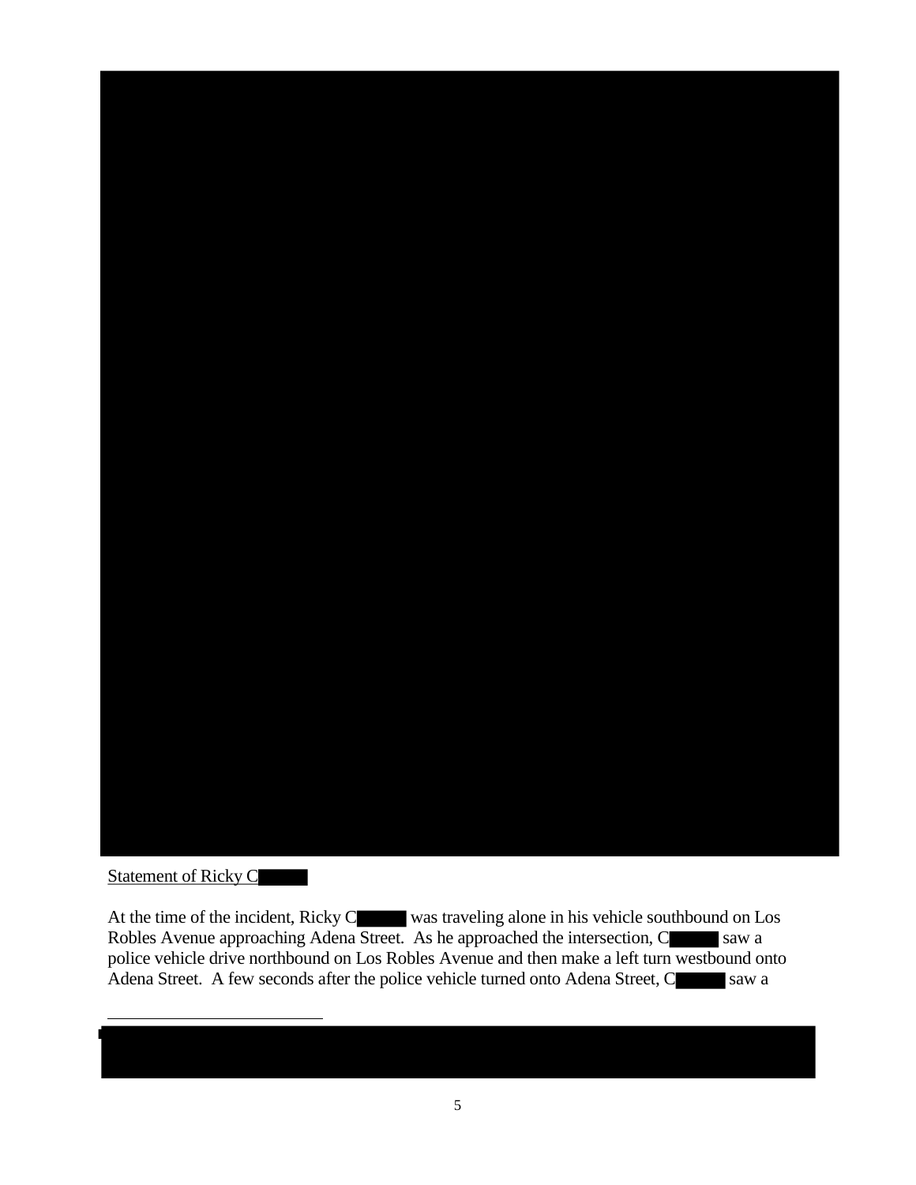<u>Statement of Ricky C</u>

At the time of the incident, Ricky C was traveling alone in his vehicle southbound on Los Robles Avenue approaching Adena Street. As he approached the intersection, C saw a police vehicle drive northbound on Los Robles Avenue and then make a left turn westbound onto Adena Street. A few seconds after the police vehicle turned onto Adena Street, C saw a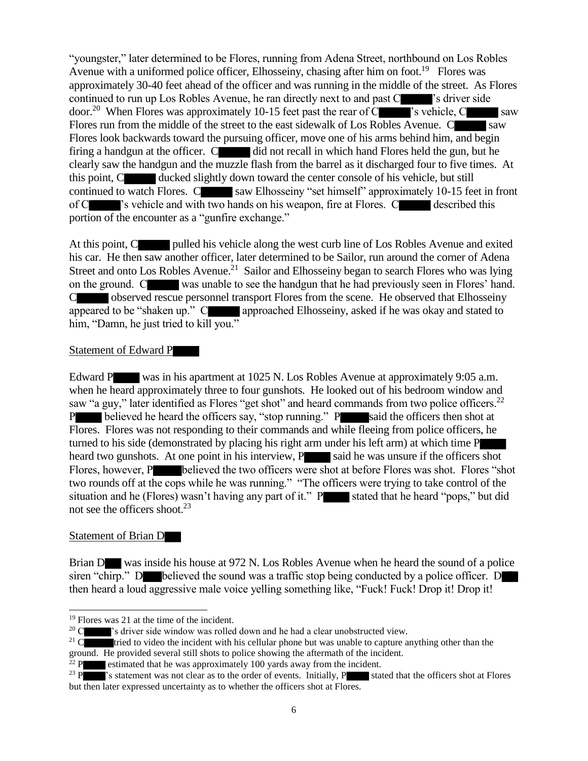"youngster," later determined to be Flores, running from Adena Street, northbound on Los Robles Avenue with a uniformed police officer, Elhosseiny, chasing after him on foot.[19] Flores was approximately 30-40 feet ahead of the officer and was running in the middle of the street. As Flores continued to run up Los Robles Avenue, he ran directly next to and past C█████'s driver side door.[20] When Flores was approximately 10-15 feet past the rear of C█████'s vehicle, C█████ saw Flores run from the middle of the street to the east sidewalk of Los Robles Avenue. C█████ saw Flores look backwards toward the pursuing officer, move one of his arms behind him, and begin firing a handgun at the officer. C█████ did not recall in which hand Flores held the gun, but he clearly saw the handgun and the muzzle flash from the barrel as it discharged four to five times. At this point, C█████ ducked slightly down toward the center console of his vehicle, but still continued to watch Flores. C█████ saw Elhosseiny "set himself" approximately 10-15 feet in front of C█████'s vehicle and with two hands on his weapon, fire at Flores. C█████ described this portion of the encounter as a "gunfire exchange."

At this point, C█████ pulled his vehicle along the west curb line of Los Robles Avenue and exited his car. He then saw another officer, later determined to be Sailor, run around the corner of Adena Street and onto Los Robles Avenue.[21] Sailor and Elhosseiny began to search Flores who was lying on the ground. C█████ was unable to see the handgun that he had previously seen in Flores' hand. C█████ observed rescue personnel transport Flores from the scene. He observed that Elhosseiny appeared to be "shaken up." C█████ approached Elhosseiny, asked if he was okay and stated to him, "Damn, he just tried to kill you."

Statement of Edward P█████

Edward P█████ was in his apartment at 1025 N. Los Robles Avenue at approximately 9:05 a.m. when he heard approximately three to four gunshots. He looked out of his bedroom window and saw "a guy," later identified as Flores "get shot" and heard commands from two police officers.[22] P█████ believed he heard the officers say, "stop running." P█████ said the officers then shot at Flores. Flores was not responding to their commands and while fleeing from police officers, he turned to his side (demonstrated by placing his right arm under his left arm) at which time P█████ heard two gunshots. At one point in his interview, P█████ said he was unsure if the officers shot Flores, however, P█████ believed the two officers were shot at before Flores was shot. Flores "shot two rounds off at the cops while he was running." "The officers were trying to take control of the situation and he (Flores) wasn't having any part of it." P█████ stated that he heard "pops," but did not see the officers shoot.[23]

Statement of Brian D███

Brian D███ was inside his house at 972 N. Los Robles Avenue when he heard the sound of a police siren "chirp." D███ believed the sound was a traffic stop being conducted by a police officer. D███ then heard a loud aggressive male voice yelling something like, "Fuck! Fuck! Drop it! Drop it!

---

[19] Flores was 21 at the time of the incident.

[20] C█████'s driver side window was rolled down and he had a clear unobstructed view.

[21] C█████ tried to video the incident with his cellular phone but was unable to capture anything other than the ground. He provided several still shots to police showing the aftermath of the incident.

[22] P█████ estimated that he was approximately 100 yards away from the incident.

[23] P█████'s statement was not clear as to the order of events. Initially, P█████ stated that the officers shot at Flores but then later expressed uncertainty as to whether the officers shot at Flores.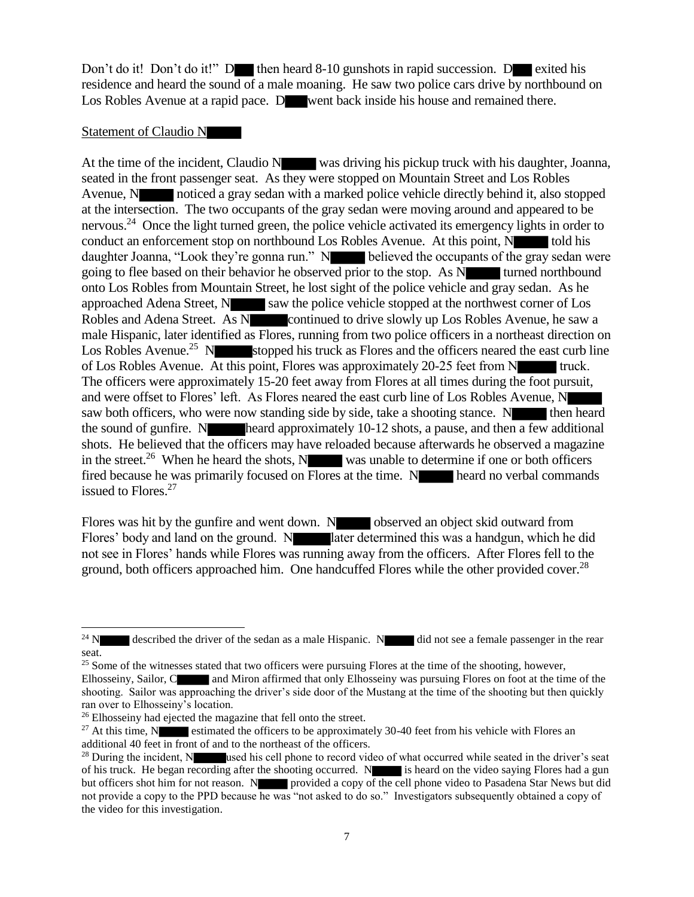Don't do it! Don't do it!" D then heard 8-10 gunshots in rapid succession. D exited his residence and heard the sound of a male moaning. He saw two police cars drive by northbound on Los Robles Avenue at a rapid pace. D went back inside his house and remained there.

Statement of Claudio N

At the time of the incident, Claudio N was driving his pickup truck with his daughter, Joanna, seated in the front passenger seat. As they were stopped on Mountain Street and Los Robles Avenue, N noticed a gray sedan with a marked police vehicle directly behind it, also stopped at the intersection. The two occupants of the gray sedan were moving around and appeared to be nervous.[24] Once the light turned green, the police vehicle activated its emergency lights in order to conduct an enforcement stop on northbound Los Robles Avenue. At this point, N told his daughter Joanna, "Look they're gonna run." N believed the occupants of the gray sedan were going to flee based on their behavior he observed prior to the stop. As N turned northbound onto Los Robles from Mountain Street, he lost sight of the police vehicle and gray sedan. As he approached Adena Street, N saw the police vehicle stopped at the northwest corner of Los Robles and Adena Street. As N continued to drive slowly up Los Robles Avenue, he saw a male Hispanic, later identified as Flores, running from two police officers in a northeast direction on Los Robles Avenue.[25] N stopped his truck as Flores and the officers neared the east curb line of Los Robles Avenue. At this point, Flores was approximately 20-25 feet from N truck. The officers were approximately 15-20 feet away from Flores at all times during the foot pursuit, and were offset to Flores' left. As Flores neared the east curb line of Los Robles Avenue, N saw both officers, who were now standing side by side, take a shooting stance. N then heard the sound of gunfire. N heard approximately 10-12 shots, a pause, and then a few additional shots. He believed that the officers may have reloaded because afterwards he observed a magazine in the street.[26] When he heard the shots, N was unable to determine if one or both officers fired because he was primarily focused on Flores at the time. N heard no verbal commands issued to Flores.[27]

Flores was hit by the gunfire and went down. N observed an object skid outward from Flores' body and land on the ground. N later determined this was a handgun, which he did not see in Flores' hands while Flores was running away from the officers. After Flores fell to the ground, both officers approached him. One handcuffed Flores while the other provided cover.[28]

---

[24] N described the driver of the sedan as a male Hispanic. N did not see a female passenger in the rear seat.

[25] Some of the witnesses stated that two officers were pursuing Flores at the time of the shooting, however, Elhosseiny, Sailor, C and Miron affirmed that only Elhosseiny was pursuing Flores on foot at the time of the shooting. Sailor was approaching the driver's side door of the Mustang at the time of the shooting but then quickly ran over to Elhosseiny's location.

[26] Elhosseiny had ejected the magazine that fell onto the street.

[27] At this time, N estimated the officers to be approximately 30-40 feet from his vehicle with Flores an additional 40 feet in front of and to the northeast of the officers.

[28] During the incident, N used his cell phone to record video of what occurred while seated in the driver's seat of his truck. He began recording after the shooting occurred. N is heard on the video saying Flores had a gun but officers shot him for not reason. N provided a copy of the cell phone video to Pasadena Star News but did not provide a copy to the PPD because he was "not asked to do so." Investigators subsequently obtained a copy of the video for this investigation.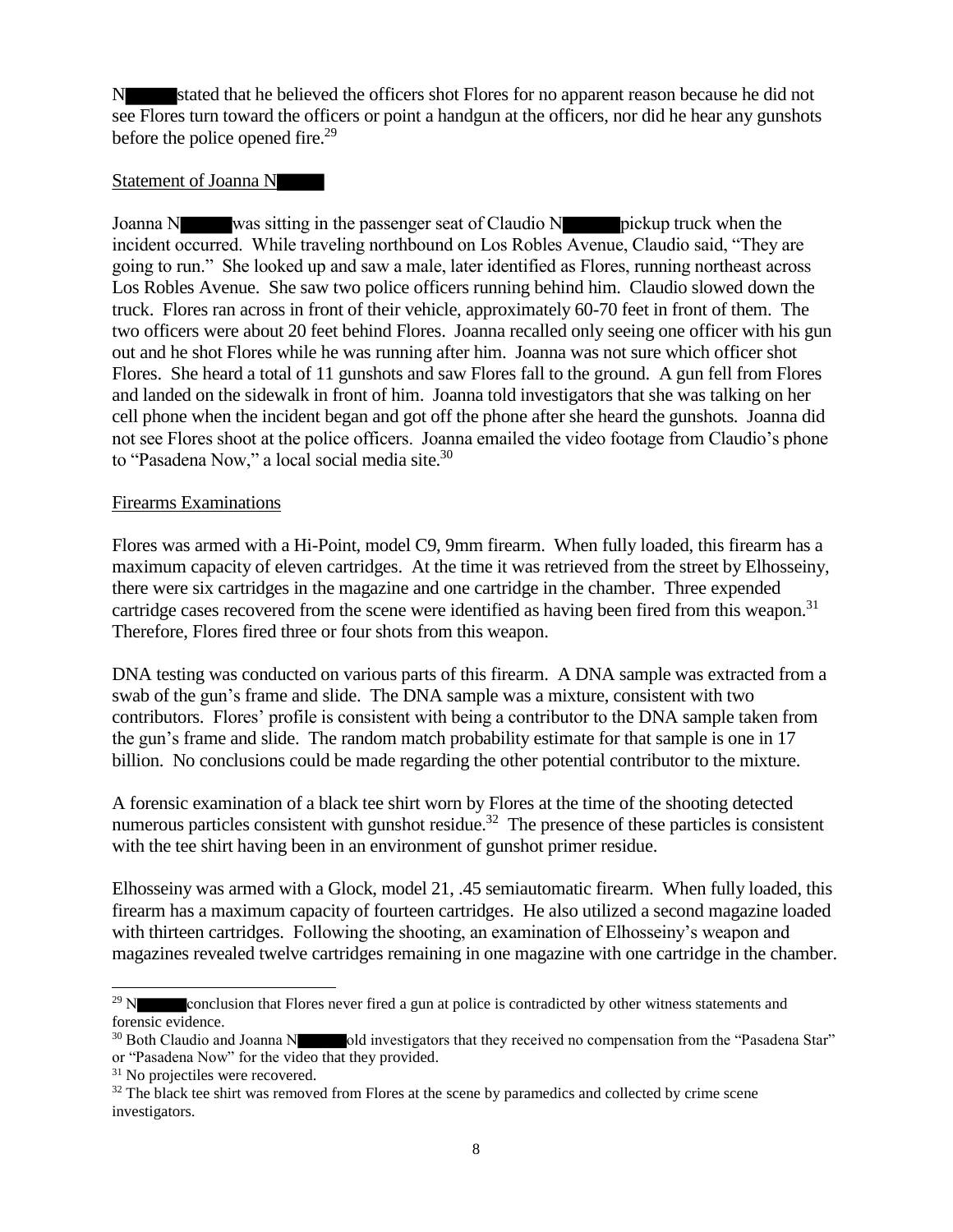N stated that he believed the officers shot Flores for no apparent reason because he did not see Flores turn toward the officers or point a handgun at the officers, nor did he hear any gunshots before the police opened fire.[29]

Statement of Joanna N

Joanna N was sitting in the passenger seat of Claudio N pickup truck when the incident occurred. While traveling northbound on Los Robles Avenue, Claudio said, "They are going to run." She looked up and saw a male, later identified as Flores, running northeast across Los Robles Avenue. She saw two police officers running behind him. Claudio slowed down the truck. Flores ran across in front of their vehicle, approximately 60-70 feet in front of them. The two officers were about 20 feet behind Flores. Joanna recalled only seeing one officer with his gun out and he shot Flores while he was running after him. Joanna was not sure which officer shot Flores. She heard a total of 11 gunshots and saw Flores fall to the ground. A gun fell from Flores and landed on the sidewalk in front of him. Joanna told investigators that she was talking on her cell phone when the incident began and got off the phone after she heard the gunshots. Joanna did not see Flores shoot at the police officers. Joanna emailed the video footage from Claudio's phone to "Pasadena Now," a local social media site.[30]

Firearms Examinations

Flores was armed with a Hi-Point, model C9, 9mm firearm. When fully loaded, this firearm has a maximum capacity of eleven cartridges. At the time it was retrieved from the street by Elhosseiny, there were six cartridges in the magazine and one cartridge in the chamber. Three expended cartridge cases recovered from the scene were identified as having been fired from this weapon.[31] Therefore, Flores fired three or four shots from this weapon.

DNA testing was conducted on various parts of this firearm. A DNA sample was extracted from a swab of the gun's frame and slide. The DNA sample was a mixture, consistent with two contributors. Flores' profile is consistent with being a contributor to the DNA sample taken from the gun's frame and slide. The random match probability estimate for that sample is one in 17 billion. No conclusions could be made regarding the other potential contributor to the mixture.

A forensic examination of a black tee shirt worn by Flores at the time of the shooting detected numerous particles consistent with gunshot residue.[32] The presence of these particles is consistent with the tee shirt having been in an environment of gunshot primer residue.

Elhosseiny was armed with a Glock, model 21, .45 semiautomatic firearm. When fully loaded, this firearm has a maximum capacity of fourteen cartridges. He also utilized a second magazine loaded with thirteen cartridges. Following the shooting, an examination of Elhosseiny's weapon and magazines revealed twelve cartridges remaining in one magazine with one cartridge in the chamber.

---

[29] N conclusion that Flores never fired a gun at police is contradicted by other witness statements and forensic evidence.

[30] Both Claudio and Joanna N old investigators that they received no compensation from the "Pasadena Star" or "Pasadena Now" for the video that they provided.

[31] No projectiles were recovered.

[32] The black tee shirt was removed from Flores at the scene by paramedics and collected by crime scene investigators.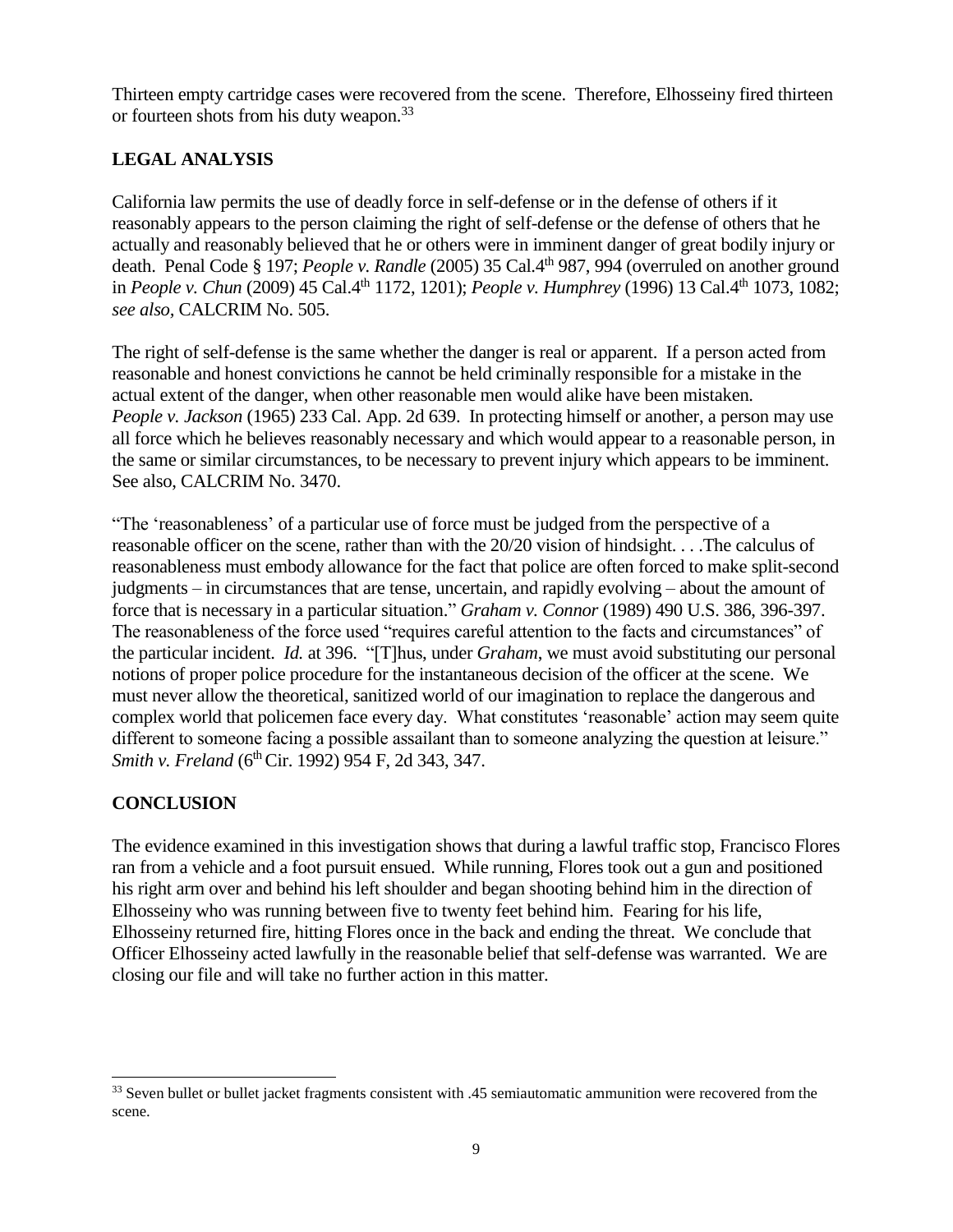Thirteen empty cartridge cases were recovered from the scene. Therefore, Elhosseiny fired thirteen or fourteen shots from his duty weapon.[33]

## LEGAL ANALYSIS

California law permits the use of deadly force in self-defense or in the defense of others if it reasonably appears to the person claiming the right of self-defense or the defense of others that he actually and reasonably believed that he or others were in imminent danger of great bodily injury or death. Penal Code § 197; *People v. Randle* (2005) 35 Cal.4th 987, 994 (overruled on another ground in *People v. Chun* (2009) 45 Cal.4th 1172, 1201); *People v. Humphrey* (1996) 13 Cal.4th 1073, 1082; *see also*, CALCRIM No. 505.

The right of self-defense is the same whether the danger is real or apparent. If a person acted from reasonable and honest convictions he cannot be held criminally responsible for a mistake in the actual extent of the danger, when other reasonable men would alike have been mistaken. *People v. Jackson* (1965) 233 Cal. App. 2d 639. In protecting himself or another, a person may use all force which he believes reasonably necessary and which would appear to a reasonable person, in the same or similar circumstances, to be necessary to prevent injury which appears to be imminent. See also, CALCRIM No. 3470.

"The 'reasonableness' of a particular use of force must be judged from the perspective of a reasonable officer on the scene, rather than with the 20/20 vision of hindsight. . . .The calculus of reasonableness must embody allowance for the fact that police are often forced to make split-second judgments – in circumstances that are tense, uncertain, and rapidly evolving – about the amount of force that is necessary in a particular situation." *Graham v. Connor* (1989) 490 U.S. 386, 396-397. The reasonableness of the force used "requires careful attention to the facts and circumstances" of the particular incident. *Id.* at 396. "[T]hus, under *Graham*, we must avoid substituting our personal notions of proper police procedure for the instantaneous decision of the officer at the scene. We must never allow the theoretical, sanitized world of our imagination to replace the dangerous and complex world that policemen face every day. What constitutes 'reasonable' action may seem quite different to someone facing a possible assailant than to someone analyzing the question at leisure." *Smith v. Freland* (6th Cir. 1992) 954 F, 2d 343, 347.

## CONCLUSION

The evidence examined in this investigation shows that during a lawful traffic stop, Francisco Flores ran from a vehicle and a foot pursuit ensued. While running, Flores took out a gun and positioned his right arm over and behind his left shoulder and began shooting behind him in the direction of Elhosseiny who was running between five to twenty feet behind him. Fearing for his life, Elhosseiny returned fire, hitting Flores once in the back and ending the threat. We conclude that Officer Elhosseiny acted lawfully in the reasonable belief that self-defense was warranted. We are closing our file and will take no further action in this matter.

---

[33] Seven bullet or bullet jacket fragments consistent with .45 semiautomatic ammunition were recovered from the scene.